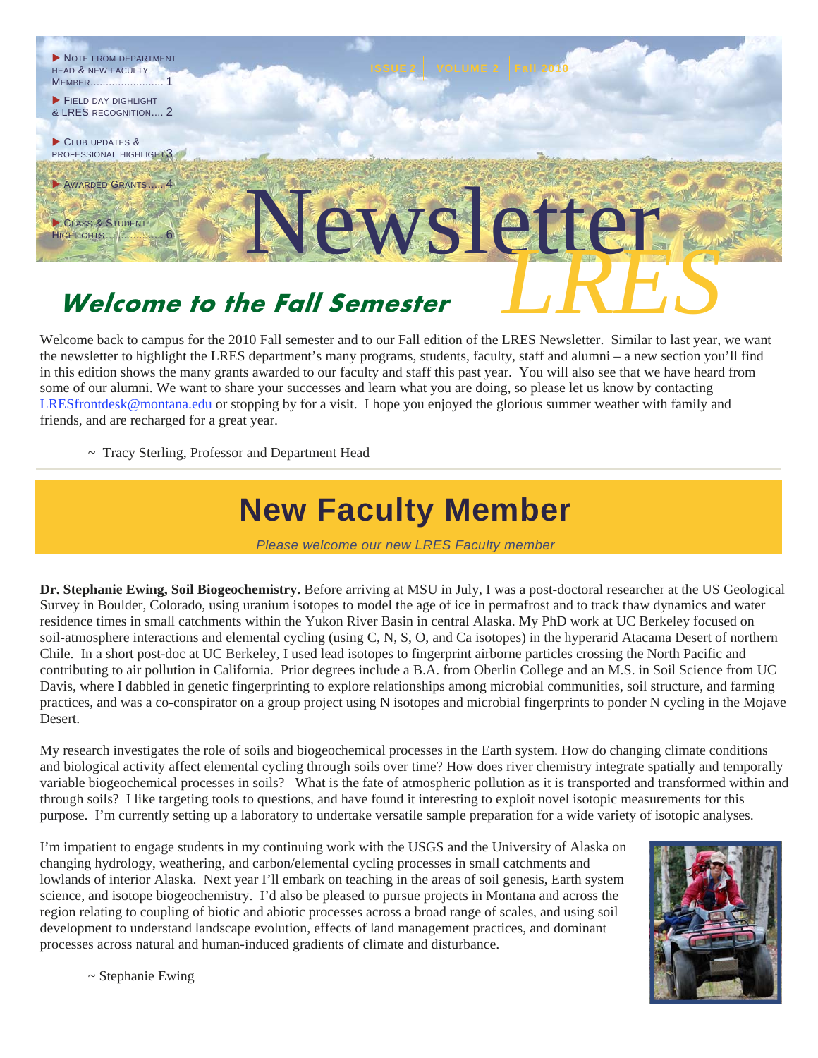- Note from department head & new faculty member........................ 1
- Field day dighlight & LRES recognition.... 2
- Club updates & professional highlight 3
- Awarded Grants..... 4
- Class & Student Highlights.................... 6

ISSUE 2 | VOLUME 2 | Fall 2010

# Newsletter LRES

## Welcome to the Fall Semester

Welcome back to campus for the 2010 Fall semester and to our Fall edition of the LRES Newsletter. Similar to last year, we want the newsletter to highlight the LRES department's many programs, students, faculty, staff and alumni – a new section you'll find in this edition shows the many grants awarded to our faculty and staff this past year. You will also see that we have heard from some of our alumni. We want to share your successes and learn what you are doing, so please let us know by contacting LRESfrontdesk@montana.edu or stopping by for a visit. I hope you enjoyed the glorious summer weather with family and friends, and are recharged for a great year.

~ Tracy Sterling, Professor and Department Head

## New Faculty Member

*Please welcome our new LRES Faculty member*

**Dr. Stephanie Ewing, Soil Biogeochemistry.** Before arriving at MSU in July, I was a post-doctoral researcher at the US Geological Survey in Boulder, Colorado, using uranium isotopes to model the age of ice in permafrost and to track thaw dynamics and water residence times in small catchments within the Yukon River Basin in central Alaska. My PhD work at UC Berkeley focused on soil-atmosphere interactions and elemental cycling (using C, N, S, O, and Ca isotopes) in the hyperarid Atacama Desert of northern Chile. In a short post-doc at UC Berkeley, I used lead isotopes to fingerprint airborne particles crossing the North Pacific and contributing to air pollution in California. Prior degrees include a B.A. from Oberlin College and an M.S. in Soil Science from UC Davis, where I dabbled in genetic fingerprinting to explore relationships among microbial communities, soil structure, and farming practices, and was a co-conspirator on a group project using N isotopes and microbial fingerprints to ponder N cycling in the Mojave Desert.

My research investigates the role of soils and biogeochemical processes in the Earth system. How do changing climate conditions and biological activity affect elemental cycling through soils over time? How does river chemistry integrate spatially and temporally variable biogeochemical processes in soils? What is the fate of atmospheric pollution as it is transported and transformed within and through soils? I like targeting tools to questions, and have found it interesting to exploit novel isotopic measurements for this purpose. I'm currently setting up a laboratory to undertake versatile sample preparation for a wide variety of isotopic analyses.

I'm impatient to engage students in my continuing work with the USGS and the University of Alaska on changing hydrology, weathering, and carbon/elemental cycling processes in small catchments and lowlands of interior Alaska. Next year I'll embark on teaching in the areas of soil genesis, Earth system science, and isotope biogeochemistry. I'd also be pleased to pursue projects in Montana and across the region relating to coupling of biotic and abiotic processes across a broad range of scales, and using soil development to understand landscape evolution, effects of land management practices, and dominant processes across natural and human-induced gradients of climate and disturbance.

~ Stephanie Ewing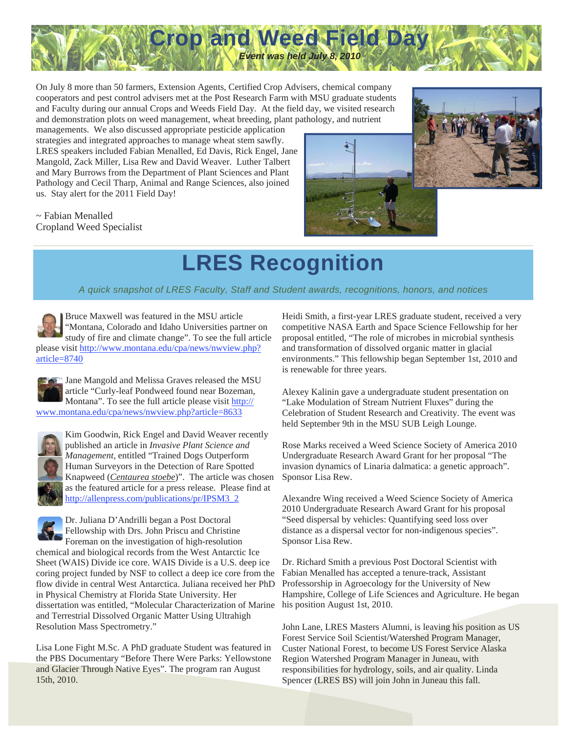# Crop and Weed Field Day

***Event was held July 8, 2010***

On July 8 more than 50 farmers, Extension Agents, Certified Crop Advisers, chemical company cooperators and pest control advisers met at the Post Research Farm with MSU graduate students and Faculty during our annual Crops and Weeds Field Day. At the field day, we visited research and demonstration plots on weed management, wheat breeding, plant pathology, and nutrient managements. We also discussed appropriate pesticide application strategies and integrated approaches to manage wheat stem sawfly. LRES speakers included Fabian Menalled, Ed Davis, Rick Engel, Jane Mangold, Zack Miller, Lisa Rew and David Weaver. Luther Talbert and Mary Burrows from the Department of Plant Sciences and Plant Pathology and Cecil Tharp, Animal and Range Sciences, also joined us. Stay alert for the 2011 Field Day!

~ Fabian Menalled
Cropland Weed Specialist

# LRES Recognition

*A quick snapshot of LRES Faculty, Staff and Student awards, recognitions, honors, and notices*

Bruce Maxwell was featured in the MSU article "Montana, Colorado and Idaho Universities partner on study of fire and climate change". To see the full article please visit http://www.montana.edu/cpa/news/nwview.php?article=8740

Jane Mangold and Melissa Graves released the MSU article "Curly-leaf Pondweed found near Bozeman, Montana". To see the full article please visit http://www.montana.edu/cpa/news/nwview.php?article=8633

Kim Goodwin, Rick Engel and David Weaver recently published an article in *Invasive Plant Science and Management*, entitled "Trained Dogs Outperform Human Surveyors in the Detection of Rare Spotted Knapweed (*Centaurea stoebe*)". The article was chosen as the featured article for a press release. Please find at http://allenpress.com/publications/pr/IPSM3_2

Dr. Juliana D'Andrilli began a Post Doctoral Fellowship with Drs. John Priscu and Christine Foreman on the investigation of high-resolution chemical and biological records from the West Antarctic Ice Sheet (WAIS) Divide ice core. WAIS Divide is a U.S. deep ice coring project funded by NSF to collect a deep ice core from the flow divide in central West Antarctica. Juliana received her PhD in Physical Chemistry at Florida State University. Her dissertation was entitled, "Molecular Characterization of Marine and Terrestrial Dissolved Organic Matter Using Ultrahigh Resolution Mass Spectrometry."

Lisa Lone Fight M.Sc. A PhD graduate Student was featured in the PBS Documentary "Before There Were Parks: Yellowstone and Glacier Through Native Eyes". The program ran August 15th, 2010.

Heidi Smith, a first-year LRES graduate student, received a very competitive NASA Earth and Space Science Fellowship for her proposal entitled, "The role of microbes in microbial synthesis and transformation of dissolved organic matter in glacial environments." This fellowship began September 1st, 2010 and is renewable for three years.

Alexey Kalinin gave a undergraduate student presentation on "Lake Modulation of Stream Nutrient Fluxes" during the Celebration of Student Research and Creativity. The event was held September 9th in the MSU SUB Leigh Lounge.

Rose Marks received a Weed Science Society of America 2010 Undergraduate Research Award Grant for her proposal "The invasion dynamics of Linaria dalmatica: a genetic approach". Sponsor Lisa Rew.

Alexandre Wing received a Weed Science Society of America 2010 Undergraduate Research Award Grant for his proposal "Seed dispersal by vehicles: Quantifying seed loss over distance as a dispersal vector for non-indigenous species". Sponsor Lisa Rew.

Dr. Richard Smith a previous Post Doctoral Scientist with Fabian Menalled has accepted a tenure-track, Assistant Professorship in Agroecology for the University of New Hampshire, College of Life Sciences and Agriculture. He began his position August 1st, 2010.

John Lane, LRES Masters Alumni, is leaving his position as US Forest Service Soil Scientist/Watershed Program Manager, Custer National Forest, to become US Forest Service Alaska Region Watershed Program Manager in Juneau, with responsibilities for hydrology, soils, and air quality. Linda Spencer (LRES BS) will join John in Juneau this fall.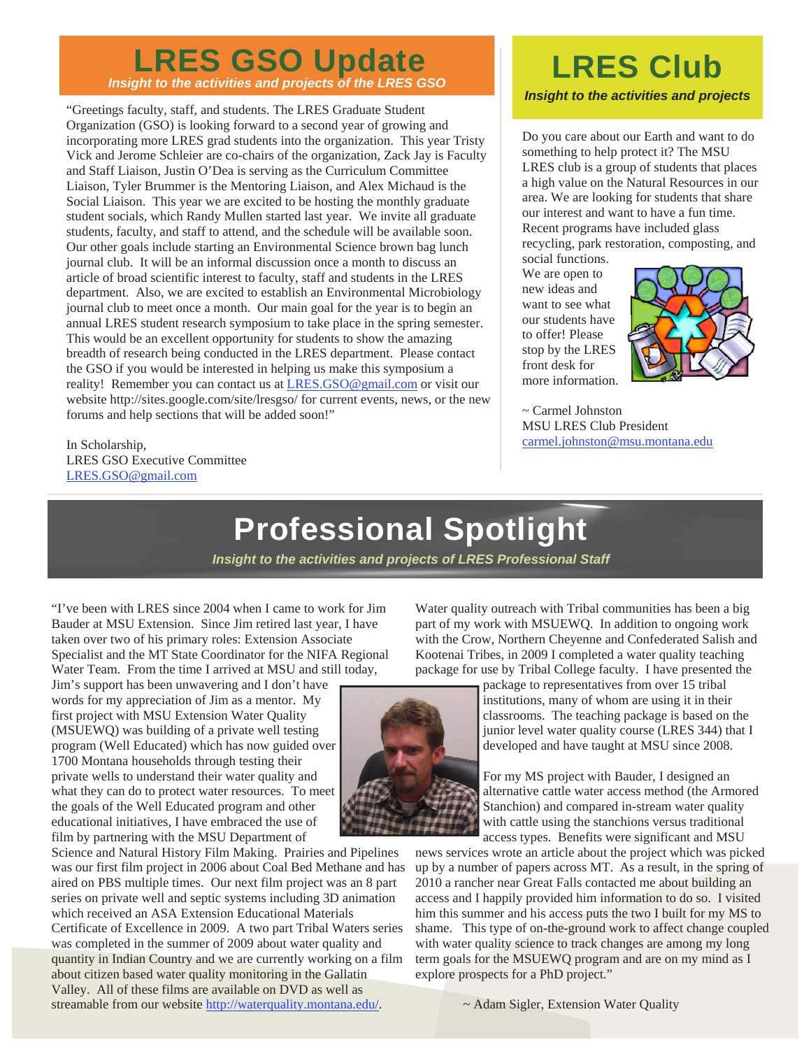# LRES GSO Update

***Insight to the activities and projects of the LRES GSO***

"Greetings faculty, staff, and students. The LRES Graduate Student Organization (GSO) is looking forward to a second year of growing and incorporating more LRES grad students into the organization. This year Tristy Vick and Jerome Schleier are co-chairs of the organization, Zack Jay is Faculty and Staff Liaison, Justin O'Dea is serving as the Curriculum Committee Liaison, Tyler Brummer is the Mentoring Liaison, and Alex Michaud is the Social Liaison. This year we are excited to be hosting the monthly graduate student socials, which Randy Mullen started last year. We invite all graduate students, faculty, and staff to attend, and the schedule will be available soon. Our other goals include starting an Environmental Science brown bag lunch journal club. It will be an informal discussion once a month to discuss an article of broad scientific interest to faculty, staff and students in the LRES department. Also, we are excited to establish an Environmental Microbiology journal club to meet once a month. Our main goal for the year is to begin an annual LRES student research symposium to take place in the spring semester. This would be an excellent opportunity for students to show the amazing breadth of research being conducted in the LRES department. Please contact the GSO if you would be interested in helping us make this symposium a reality! Remember you can contact us at LRES.GSO@gmail.com or visit our website http://sites.google.com/site/lresgso/ for current events, news, or the new forums and help sections that will be added soon!"

In Scholarship,
LRES GSO Executive Committee
LRES.GSO@gmail.com

# LRES Club

***Insight to the activities and projects***

Do you care about our Earth and want to do something to help protect it? The MSU LRES club is a group of students that places a high value on the Natural Resources in our area. We are looking for students that share our interest and want to have a fun time. Recent programs have included glass recycling, park restoration, composting, and social functions. We are open to new ideas and want to see what our students have to offer! Please stop by the LRES front desk for more information.

~ Carmel Johnston
MSU LRES Club President
carmel.johnston@msu.montana.edu

# Professional Spotlight

***Insight to the activities and projects of LRES Professional Staff***

"I've been with LRES since 2004 when I came to work for Jim Bauder at MSU Extension. Since Jim retired last year, I have taken over two of his primary roles: Extension Associate Specialist and the MT State Coordinator for the NIFA Regional Water Team. From the time I arrived at MSU and still today, Jim's support has been unwavering and I don't have words for my appreciation of Jim as a mentor. My first project with MSU Extension Water Quality (MSUEWQ) was building of a private well testing program (Well Educated) which has now guided over 1700 Montana households through testing their private wells to understand their water quality and what they can do to protect water resources. To meet the goals of the Well Educated program and other educational initiatives, I have embraced the use of film by partnering with the MSU Department of Science and Natural History Film Making. Prairies and Pipelines was our first film project in 2006 about Coal Bed Methane and has aired on PBS multiple times. Our next film project was an 8 part series on private well and septic systems including 3D animation which received an ASA Extension Educational Materials Certificate of Excellence in 2009. A two part Tribal Waters series was completed in the summer of 2009 about water quality and quantity in Indian Country and we are currently working on a film about citizen based water quality monitoring in the Gallatin Valley. All of these films are available on DVD as well as streamable from our website http://waterquality.montana.edu/.

Water quality outreach with Tribal communities has been a big part of my work with MSUEWQ. In addition to ongoing work with the Crow, Northern Cheyenne and Confederated Salish and Kootenai Tribes, in 2009 I completed a water quality teaching package for use by Tribal College faculty. I have presented the package to representatives from over 15 tribal institutions, many of whom are using it in their classrooms. The teaching package is based on the junior level water quality course (LRES 344) that I developed and have taught at MSU since 2008.

For my MS project with Bauder, I designed an alternative cattle water access method (the Armored Stanchion) and compared in-stream water quality with cattle using the stanchions versus traditional access types. Benefits were significant and MSU news services wrote an article about the project which was picked up by a number of papers across MT. As a result, in the spring of 2010 a rancher near Great Falls contacted me about building an access and I happily provided him information to do so. I visited him this summer and his access puts the two I built for my MS to shame. This type of on-the-ground work to affect change coupled with water quality science to track changes are among my long term goals for the MSUEWQ program and are on my mind as I explore prospects for a PhD project."

~ Adam Sigler, Extension Water Quality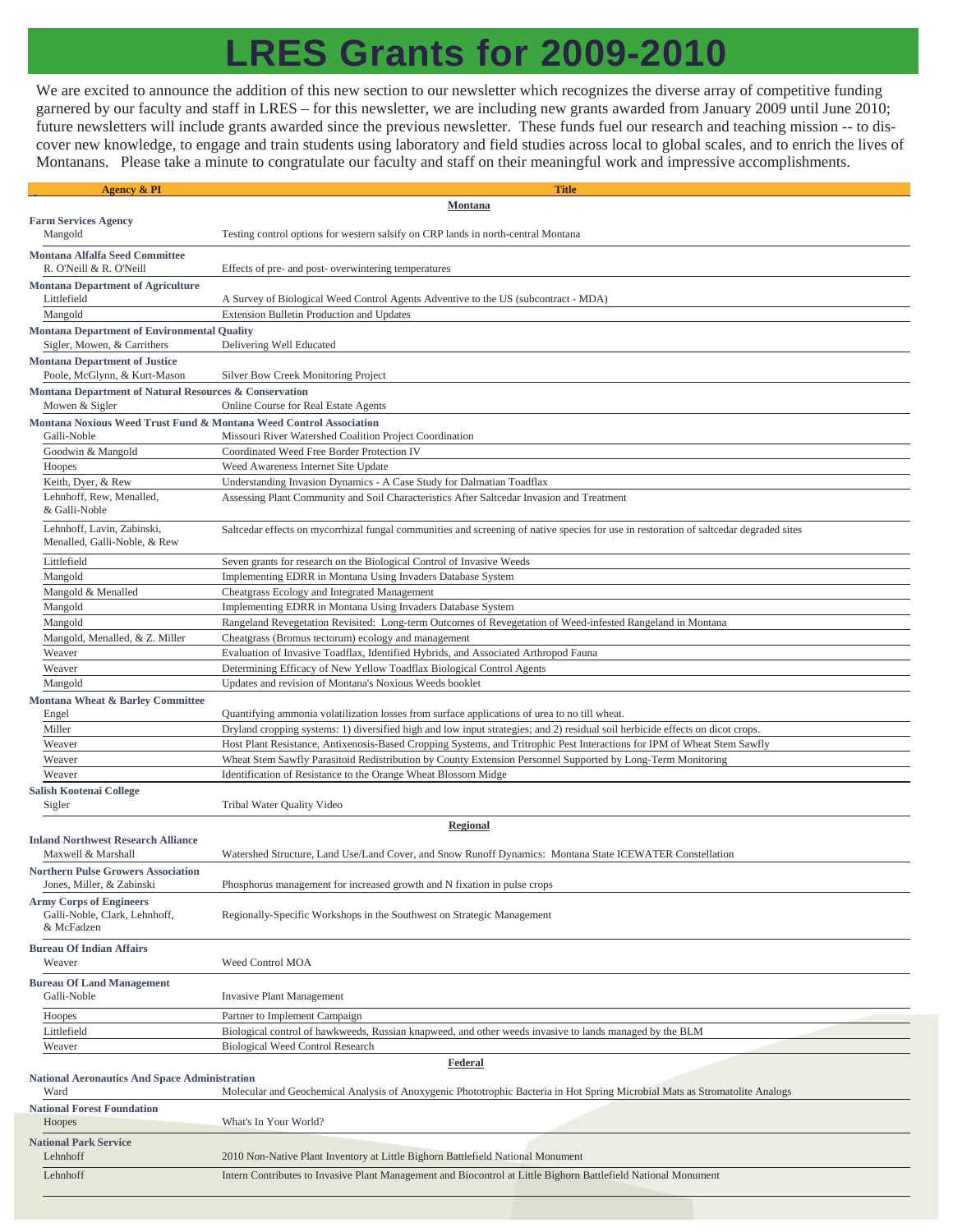# LRES Grants for 2009-2010

We are excited to announce the addition of this new section to our newsletter which recognizes the diverse array of competitive funding garnered by our faculty and staff in LRES – for this newsletter, we are including new grants awarded from January 2009 until June 2010; future newsletters will include grants awarded since the previous newsletter. These funds fuel our research and teaching mission -- to discover new knowledge, to engage and train students using laboratory and field studies across local to global scales, and to enrich the lives of Montanans. Please take a minute to congratulate our faculty and staff on their meaningful work and impressive accomplishments.

| Agency & PI | Title |
|---|---|
| | **Montana** |
| **Farm Services Agency** | |
| Mangold | Testing control options for western salsify on CRP lands in north-central Montana |
| **Montana Alfalfa Seed Committee** | |
| R. O'Neill & R. O'Neill | Effects of pre- and post- overwintering temperatures |
| **Montana Department of Agriculture** | |
| Littlefield | A Survey of Biological Weed Control Agents Adventive to the US (subcontract - MDA) |
| Mangold | Extension Bulletin Production and Updates |
| **Montana Department of Environmental Quality** | |
| Sigler, Mowen, & Carrithers | Delivering Well Educated |
| **Montana Department of Justice** | |
| Poole, McGlynn, & Kurt-Mason | Silver Bow Creek Monitoring Project |
| **Montana Department of Natural Resources & Conservation** | |
| Mowen & Sigler | Online Course for Real Estate Agents |
| **Montana Noxious Weed Trust Fund & Montana Weed Control Association** | |
| Galli-Noble | Missouri River Watershed Coalition Project Coordination |
| Goodwin & Mangold | Coordinated Weed Free Border Protection IV |
| Hoopes | Weed Awareness Internet Site Update |
| Keith, Dyer, & Rew | Understanding Invasion Dynamics - A Case Study for Dalmatian Toadflax |
| Lehnhoff, Rew, Menalled, & Galli-Noble | Assessing Plant Community and Soil Characteristics After Saltcedar Invasion and Treatment |
| Lehnhoff, Lavin, Zabinski, Menalled, Galli-Noble, & Rew | Saltcedar effects on mycorrhizal fungal communities and screening of native species for use in restoration of saltcedar degraded sites |
| Littlefield | Seven grants for research on the Biological Control of Invasive Weeds |
| Mangold | Implementing EDRR in Montana Using Invaders Database System |
| Mangold & Menalled | Cheatgrass Ecology and Integrated Management |
| Mangold | Implementing EDRR in Montana Using Invaders Database System |
| Mangold | Rangeland Revegetation Revisited: Long-term Outcomes of Revegetation of Weed-infested Rangeland in Montana |
| Mangold, Menalled, & Z. Miller | Cheatgrass (Bromus tectorum) ecology and management |
| Weaver | Evaluation of Invasive Toadflax, Identified Hybrids, and Associated Arthropod Fauna |
| Weaver | Determining Efficacy of New Yellow Toadflax Biological Control Agents |
| Mangold | Updates and revision of Montana's Noxious Weeds booklet |
| **Montana Wheat & Barley Committee** | |
| Engel | Quantifying ammonia volatilization losses from surface applications of urea to no till wheat. |
| Miller | Dryland cropping systems: 1) diversified high and low input strategies; and 2) residual soil herbicide effects on dicot crops. |
| Weaver | Host Plant Resistance, Antixenosis-Based Cropping Systems, and Tritrophic Pest Interactions for IPM of Wheat Stem Sawfly |
| Weaver | Wheat Stem Sawfly Parasitoid Redistribution by County Extension Personnel Supported by Long-Term Monitoring |
| Weaver | Identification of Resistance to the Orange Wheat Blossom Midge |
| **Salish Kootenai College** | |
| Sigler | Tribal Water Quality Video |
| | **Regional** |
| **Inland Northwest Research Alliance** | |
| Maxwell & Marshall | Watershed Structure, Land Use/Land Cover, and Snow Runoff Dynamics: Montana State ICEWATER Constellation |
| **Northern Pulse Growers Association** | |
| Jones, Miller, & Zabinski | Phosphorus management for increased growth and N fixation in pulse crops |
| **Army Corps of Engineers** | |
| Galli-Noble, Clark, Lehnhoff, & McFadzen | Regionally-Specific Workshops in the Southwest on Strategic Management |
| **Bureau Of Indian Affairs** | |
| Weaver | Weed Control MOA |
| **Bureau Of Land Management** | |
| Galli-Noble | Invasive Plant Management |
| Hoopes | Partner to Implement Campaign |
| Littlefield | Biological control of hawkweeds, Russian knapweed, and other weeds invasive to lands managed by the BLM |
| Weaver | Biological Weed Control Research |
| | **Federal** |
| **National Aeronautics And Space Administration** | |
| Ward | Molecular and Geochemical Analysis of Anoxygenic Phototrophic Bacteria in Hot Spring Microbial Mats as Stromatolite Analogs |
| **National Forest Foundation** | |
| Hoopes | What's In Your World? |
| **National Park Service** | |
| Lehnhoff | 2010 Non-Native Plant Inventory at Little Bighorn Battlefield National Monument |
| Lehnhoff | Intern Contributes to Invasive Plant Management and Biocontrol at Little Bighorn Battlefield National Monument |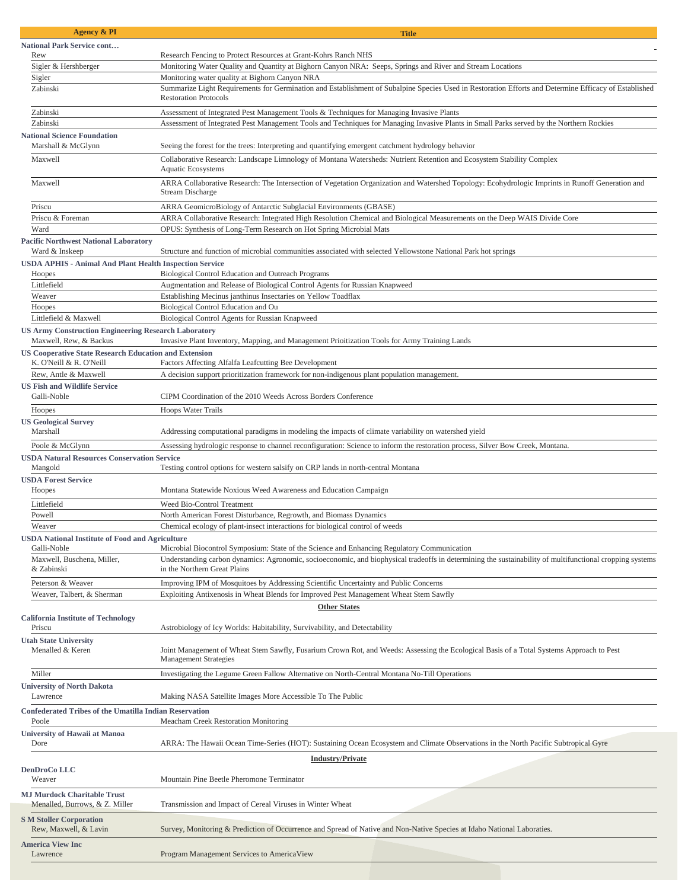| Agency & PI | Title |
|---|---|
| **National Park Service cont…** | |
| Rew | Research Fencing to Protect Resources at Grant-Kohrs Ranch NHS |
| Sigler & Hershberger | Monitoring Water Quality and Quantity at Bighorn Canyon NRA: Seeps, Springs and River and Stream Locations |
| Sigler | Monitoring water quality at Bighorn Canyon NRA |
| Zabinski | Summarize Light Requirements for Germination and Establishment of Subalpine Species Used in Restoration Efforts and Determine Efficacy of Established Restoration Protocols |
| Zabinski | Assessment of Integrated Pest Management Tools & Techniques for Managing Invasive Plants |
| Zabinski | Assessment of Integrated Pest Management Tools and Techniques for Managing Invasive Plants in Small Parks served by the Northern Rockies |
| **National Science Foundation** | |
| Marshall & McGlynn | Seeing the forest for the trees: Interpreting and quantifying emergent catchment hydrology behavior |
| Maxwell | Collaborative Research: Landscape Limnology of Montana Watersheds: Nutrient Retention and Ecosystem Stability Complex Aquatic Ecosystems |
| Maxwell | ARRA Collaborative Research: The Intersection of Vegetation Organization and Watershed Topology: Ecohydrologic Imprints in Runoff Generation and Stream Discharge |
| Priscu | ARRA GeomicroBiology of Antarctic Subglacial Environments (GBASE) |
| Priscu & Foreman | ARRA Collaborative Research: Integrated High Resolution Chemical and Biological Measurements on the Deep WAIS Divide Core |
| Ward | OPUS: Synthesis of Long-Term Research on Hot Spring Microbial Mats |
| **Pacific Northwest National Laboratory** | |
| Ward & Inskeep | Structure and function of microbial communities associated with selected Yellowstone National Park hot springs |
| **USDA APHIS - Animal And Plant Health Inspection Service** | |
| Hoopes | Biological Control Education and Outreach Programs |
| Littlefield | Augmentation and Release of Biological Control Agents for Russian Knapweed |
| Weaver | Establishing Mecinus janthinus Insectaries on Yellow Toadflax |
| Hoopes | Biological Control Education and Ou |
| Littlefield & Maxwell | Biological Control Agents for Russian Knapweed |
| **US Army Construction Engineering Research Laboratory** | |
| Maxwell, Rew, & Backus | Invasive Plant Inventory, Mapping, and Management Prioitization Tools for Army Training Lands |
| **US Cooperative State Research Education and Extension** | |
| K. O'Neill & R. O'Neill | Factors Affecting Alfalfa Leafcutting Bee Development |
| Rew, Antle & Maxwell | A decision support prioritization framework for non-indigenous plant population management. |
| **US Fish and Wildlife Service** | |
| Galli-Noble | CIPM Coordination of the 2010 Weeds Across Borders Conference |
| Hoopes | Hoops Water Trails |
| **US Geological Survey** | |
| Marshall | Addressing computational paradigms in modeling the impacts of climate variability on watershed yield |
| Poole & McGlynn | Assessing hydrologic response to channel reconfiguration: Science to inform the restoration process, Silver Bow Creek, Montana. |
| **USDA Natural Resources Conservation Service** | |
| Mangold | Testing control options for western salsify on CRP lands in north-central Montana |
| **USDA Forest Service** | |
| Hoopes | Montana Statewide Noxious Weed Awareness and Education Campaign |
| Littlefield | Weed Bio-Control Treatment |
| Powell | North American Forest Disturbance, Regrowth, and Biomass Dynamics |
| Weaver | Chemical ecology of plant-insect interactions for biological control of weeds |
| **USDA National Institute of Food and Agriculture** | |
| Galli-Noble | Microbial Biocontrol Symposium: State of the Science and Enhancing Regulatory Communication |
| Maxwell, Buschena, Miller, & Zabinski | Understanding carbon dynamics: Agronomic, socioeconomic, and biophysical tradeoffs in determining the sustainability of multifunctional cropping systems in the Northern Great Plains |
| Peterson & Weaver | Improving IPM of Mosquitoes by Addressing Scientific Uncertainty and Public Concerns |
| Weaver, Talbert, & Sherman | Exploiting Antixenosis in Wheat Blends for Improved Pest Management Wheat Stem Sawfly |
| | **Other States** |
| **California Institute of Technology** | |
| Priscu | Astrobiology of Icy Worlds: Habitability, Survivability, and Detectability |
| **Utah State University** | |
| Menalled & Keren | Joint Management of Wheat Stem Sawfly, Fusarium Crown Rot, and Weeds: Assessing the Ecological Basis of a Total Systems Approach to Pest Management Strategies |
| Miller | Investigating the Legume Green Fallow Alternative on North-Central Montana No-Till Operations |
| **University of North Dakota** | |
| Lawrence | Making NASA Satellite Images More Accessible To The Public |
| **Confederated Tribes of the Umatilla Indian Reservation** | |
| Poole | Meacham Creek Restoration Monitoring |
| **University of Hawaii at Manoa** | |
| Dore | ARRA: The Hawaii Ocean Time-Series (HOT): Sustaining Ocean Ecosystem and Climate Observations in the North Pacific Subtropical Gyre |
| | **Industry/Private** |
| **DenDroCo LLC** | |
| Weaver | Mountain Pine Beetle Pheromone Terminator |
| **MJ Murdock Charitable Trust** | |
| Menalled, Burrows, & Z. Miller | Transmission and Impact of Cereal Viruses in Winter Wheat |
| **S M Stoller Corporation** | |
| Rew, Maxwell, & Lavin | Survey, Monitoring & Prediction of Occurrence and Spread of Native and Non-Native Species at Idaho National Laboratories. |
| **America View Inc** | |
| Lawrence | Program Management Services to AmericaView |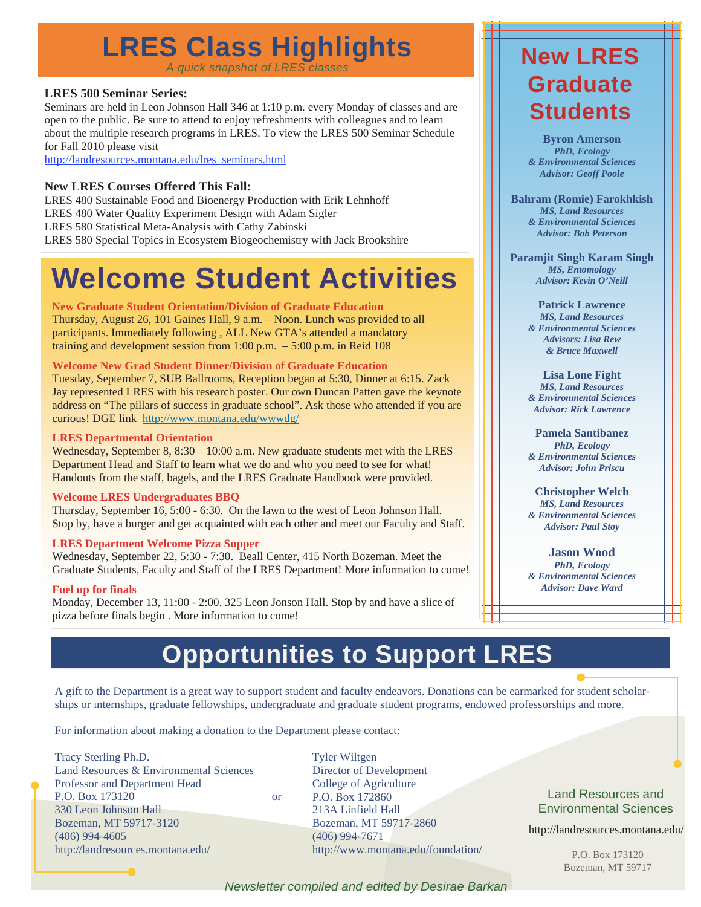# LRES Class Highlights

*A quick snapshot of LRES classes*

**LRES 500 Seminar Series:**

Seminars are held in Leon Johnson Hall 346 at 1:10 p.m. every Monday of classes and are open to the public. Be sure to attend to enjoy refreshments with colleagues and to learn about the multiple research programs in LRES. To view the LRES 500 Seminar Schedule for Fall 2010 please visit
http://landresources.montana.edu/lres_seminars.html

**New LRES Courses Offered This Fall:**

LRES 480 Sustainable Food and Bioenergy Production with Erik Lehnhoff
LRES 480 Water Quality Experiment Design with Adam Sigler
LRES 580 Statistical Meta-Analysis with Cathy Zabinski
LRES 580 Special Topics in Ecosystem Biogeochemistry with Jack Brookshire

# Welcome Student Activities

**New Graduate Student Orientation/Division of Graduate Education**

Thursday, August 26, 101 Gaines Hall, 9 a.m. – Noon. Lunch was provided to all participants. Immediately following , ALL New GTA's attended a mandatory training and development session from 1:00 p.m. – 5:00 p.m. in Reid 108

**Welcome New Grad Student Dinner/Division of Graduate Education**

Tuesday, September 7, SUB Ballrooms, Reception began at 5:30, Dinner at 6:15. Zack Jay represented LRES with his research poster. Our own Duncan Patten gave the keynote address on "The pillars of success in graduate school". Ask those who attended if you are curious! DGE link http://www.montana.edu/wwwdg/

**LRES Departmental Orientation**

Wednesday, September 8, 8:30 – 10:00 a.m. New graduate students met with the LRES Department Head and Staff to learn what we do and who you need to see for what! Handouts from the staff, bagels, and the LRES Graduate Handbook were provided.

**Welcome LRES Undergraduates BBQ**

Thursday, September 16, 5:00 - 6:30. On the lawn to the west of Leon Johnson Hall. Stop by, have a burger and get acquainted with each other and meet our Faculty and Staff.

**LRES Department Welcome Pizza Supper**

Wednesday, September 22, 5:30 - 7:30. Beall Center, 415 North Bozeman. Meet the Graduate Students, Faculty and Staff of the LRES Department! More information to come!

**Fuel up for finals**

Monday, December 13, 11:00 - 2:00. 325 Leon Jonson Hall. Stop by and have a slice of pizza before finals begin . More information to come!

# New LRES Graduate Students

**Byron Amerson**
*PhD, Ecology & Environmental Sciences*
*Advisor: Geoff Poole*

**Bahram (Romie) Farokhkish**
*MS, Land Resources & Environmental Sciences*
*Advisor: Bob Peterson*

**Paramjit Singh Karam Singh**
*MS, Entomology*
*Advisor: Kevin O'Neill*

**Patrick Lawrence**
*MS, Land Resources & Environmental Sciences*
*Advisors: Lisa Rew & Bruce Maxwell*

**Lisa Lone Fight**
*MS, Land Resources & Environmental Sciences*
*Advisor: Rick Lawrence*

**Pamela Santibanez**
*PhD, Ecology & Environmental Sciences*
*Advisor: John Priscu*

**Christopher Welch**
*MS, Land Resources & Environmental Sciences*
*Advisor: Paul Stoy*

**Jason Wood**
*PhD, Ecology & Environmental Sciences*
*Advisor: Dave Ward*

# Opportunities to Support LRES

A gift to the Department is a great way to support student and faculty endeavors. Donations can be earmarked for student scholarships or internships, graduate fellowships, undergraduate and graduate student programs, endowed professorships and more.

For information about making a donation to the Department please contact:

Tracy Sterling Ph.D.
Land Resources & Environmental Sciences
Professor and Department Head
P.O. Box 173120
330 Leon Johnson Hall
Bozeman, MT 59717-3120
(406) 994-4605
http://landresources.montana.edu/

or

Tyler Wiltgen
Director of Development
College of Agriculture
P.O. Box 172860
213A Linfield Hall
Bozeman, MT 59717-2860
(406) 994-7671
http://www.montana.edu/foundation/

Land Resources and Environmental Sciences
http://landresources.montana.edu/
P.O. Box 173120
Bozeman, MT 59717

*Newsletter compiled and edited by Desirae Barkan*